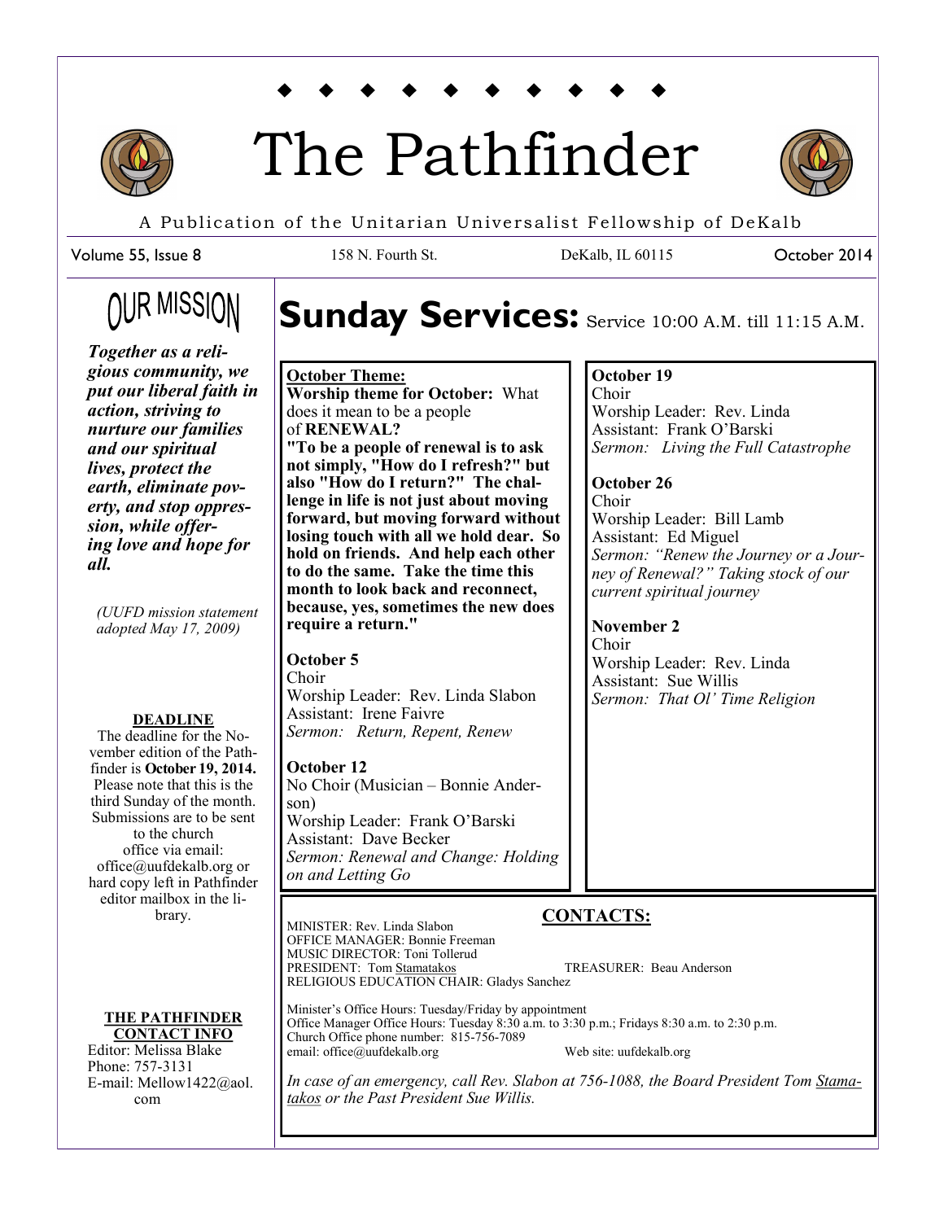# The Pathfinder

A Publication of the Unitarian Universalist Fellowship of DeKalb

Volume 55, Issue 8 | 158 N. Fourth St. | DeKalb, IL 60115 | October 2014

## OUR MISSION

***Together as a religious community, we put our liberal faith in action, striving to nurture our families and our spiritual lives, protect the earth, eliminate poverty, and stop oppression, while offering love and hope for all.***

*(UUFD mission statement adopted May 17, 2009)*

**DEADLINE**

The deadline for the November edition of the Pathfinder is **October 19, 2014.** Please note that this is the third Sunday of the month. Submissions are to be sent to the church office via email: office@uufdekalb.org or hard copy left in Pathfinder editor mailbox in the library.

**THE PATHFINDER CONTACT INFO**

Editor: Melissa Blake
Phone: 757-3131
E-mail: Mellow1422@aol.com

# Sunday Services: Service 10:00 A.M. till 11:15 A.M.

**October Theme:**

**Worship theme for October:** What does it mean to be a people of **RENEWAL?**

**"To be a people of renewal is to ask not simply, "How do I refresh?" but also "How do I return?" The challenge in life is not just about moving forward, but moving forward without losing touch with all we hold dear. So hold on friends. And help each other to do the same. Take the time this month to look back and reconnect, because, yes, sometimes the new does require a return."**

**October 5**
Choir
Worship Leader: Rev. Linda Slabon
Assistant: Irene Faivre
*Sermon: Return, Repent, Renew*

**October 12**
No Choir (Musician – Bonnie Anderson)
Worship Leader: Frank O'Barski
Assistant: Dave Becker
*Sermon: Renewal and Change: Holding on and Letting Go*

**October 19**
Choir
Worship Leader: Rev. Linda
Assistant: Frank O'Barski
*Sermon: Living the Full Catastrophe*

**October 26**
Choir
Worship Leader: Bill Lamb
Assistant: Ed Miguel
*Sermon: "Renew the Journey or a Journey of Renewal?" Taking stock of our current spiritual journey*

**November 2**
Choir
Worship Leader: Rev. Linda
Assistant: Sue Willis
*Sermon: That Ol' Time Religion*

## CONTACTS:

MINISTER: Rev. Linda Slabon
OFFICE MANAGER: Bonnie Freeman
MUSIC DIRECTOR: Toni Tollerud
PRESIDENT: Tom Stamatakos
TREASURER: Beau Anderson
RELIGIOUS EDUCATION CHAIR: Gladys Sanchez

Minister's Office Hours: Tuesday/Friday by appointment
Office Manager Office Hours: Tuesday 8:30 a.m. to 3:30 p.m.; Fridays 8:30 a.m. to 2:30 p.m.
Church Office phone number: 815-756-7089
email: office@uufdekalb.org
Web site: uufdekalb.org

*In case of an emergency, call Rev. Slabon at 756-1088, the Board President Tom Stamatakos or the Past President Sue Willis.*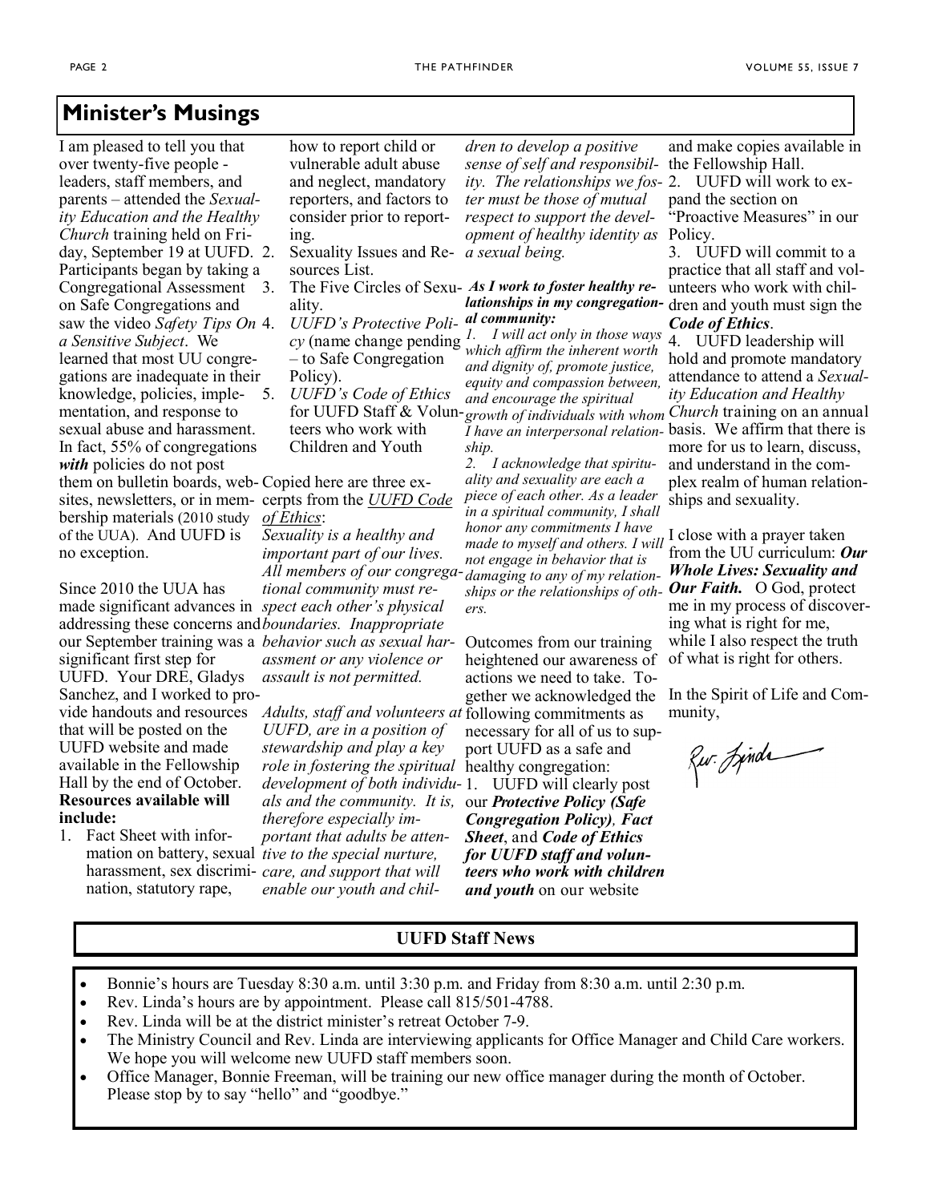## Minister's Musings

I am pleased to tell you that over twenty-five people - leaders, staff members, and parents – attended the *Sexuality Education and the Healthy Church* training held on Friday, September 19 at UUFD. Participants began by taking a Congregational Assessment on Safe Congregations and saw the video *Safety Tips On a Sensitive Subject*. We learned that most UU congregations are inadequate in their knowledge, policies, implementation, and response to sexual abuse and harassment. In fact, 55% of congregations ***with*** policies do not post them on bulletin boards, websites, newsletters, or in membership materials (2010 study of the UUA). And UUFD is no exception.

Since 2010 the UUA has made significant advances in addressing these concerns and our September training was a significant first step for UUFD. Your DRE, Gladys Sanchez, and I worked to provide handouts and resources that will be posted on the UUFD website and made available in the Fellowship Hall by the end of October.

**Resources available will include:**

1. Fact Sheet with information on battery, sexual harassment, sex discrimination, statutory rape, how to report child or vulnerable adult abuse and neglect, mandatory reporters, and factors to consider prior to reporting.
2. Sexuality Issues and Resources List.
3. The Five Circles of Sexuality.
4. *UUFD's Protective Policy* (name change pending – to Safe Congregation Policy).
5. *UUFD's Code of Ethics* for UUFD Staff & Volunteers who work with Children and Youth

Copied here are three excerpts from the <u>*UUFD Code of Ethics*</u>:

*Sexuality is a healthy and important part of our lives. All members of our congregational community must respect each other's physical boundaries. Inappropriate behavior such as sexual harassment or any violence or assault is not permitted.*

*Adults, staff and volunteers at UUFD, are in a position of stewardship and play a key role in fostering the spiritual development of both individuals and the community. It is, therefore especially important that adults be attentive to the special nurture, care, and support that will enable our youth and children to develop a positive sense of self and responsibility. The relationships we foster must be those of mutual respect to support the development of healthy identity as a sexual being.*

***As I work to foster healthy relationships in my congregational community:***

*1. I will act only in those ways which affirm the inherent worth and dignity of, promote justice, equity and compassion between, and encourage the spiritual growth of individuals with whom I have an interpersonal relationship.*

*2. I acknowledge that spirituality and sexuality are each a piece of each other. As a leader in a spiritual community, I shall honor any commitments I have made to myself and others. I will not engage in behavior that is damaging to any of my relationships or the relationships of others.*

Outcomes from our training heightened our awareness of actions we need to take. Together we acknowledged the following commitments as necessary for all of us to support UUFD as a safe and healthy congregation:

1. UUFD will clearly post our ***Protective Policy (Safe Congregation Policy)***, ***Fact Sheet***, and ***Code of Ethics for UUFD staff and volunteers who work with children and youth*** on our website and make copies available in the Fellowship Hall.
2. UUFD will work to expand the section on "Proactive Measures" in our Policy.
3. UUFD will commit to a practice that all staff and volunteers who work with children and youth must sign the ***Code of Ethics***.
4. UUFD leadership will hold and promote mandatory attendance to attend a *Sexuality Education and Healthy Church* training on an annual basis. We affirm that there is more for us to learn, discuss, and understand in the complex realm of human relationships and sexuality.

I close with a prayer taken from the UU curriculum: ***Our Whole Lives: Sexuality and Our Faith.*** O God, protect me in my process of discovering what is right for me, while I also respect the truth of what is right for others.

In the Spirit of Life and Community,

Rev. Linda

## UUFD Staff News

- Bonnie's hours are Tuesday 8:30 a.m. until 3:30 p.m. and Friday from 8:30 a.m. until 2:30 p.m.
- Rev. Linda's hours are by appointment. Please call 815/501-4788.
- Rev. Linda will be at the district minister's retreat October 7-9.
- The Ministry Council and Rev. Linda are interviewing applicants for Office Manager and Child Care workers. We hope you will welcome new UUFD staff members soon.
- Office Manager, Bonnie Freeman, will be training our new office manager during the month of October. Please stop by to say "hello" and "goodbye."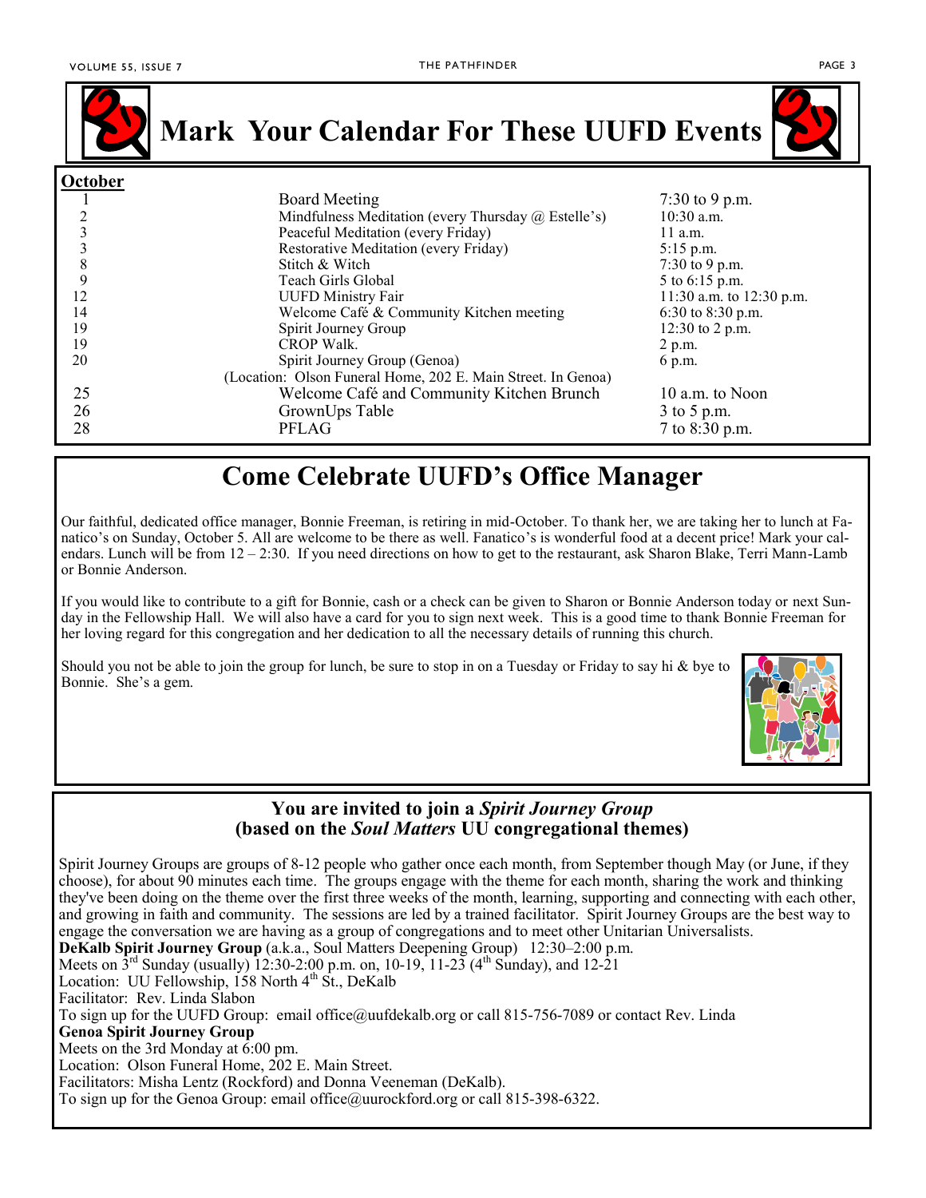# Mark Your Calendar For These UUFD Events

**October**

| Date | Event | Time |
|---|---|---|
| 1 | Board Meeting | 7:30 to 9 p.m. |
| 2 | Mindfulness Meditation (every Thursday @ Estelle's) | 10:30 a.m. |
| 3 | Peaceful Meditation (every Friday) | 11 a.m. |
| 3 | Restorative Meditation (every Friday) | 5:15 p.m. |
| 8 | Stitch & Witch | 7:30 to 9 p.m. |
| 9 | Teach Girls Global | 5 to 6:15 p.m. |
| 12 | UUFD Ministry Fair | 11:30 a.m. to 12:30 p.m. |
| 14 | Welcome Café & Community Kitchen meeting | 6:30 to 8:30 p.m. |
| 19 | Spirit Journey Group | 12:30 to 2 p.m. |
| 19 | CROP Walk. | 2 p.m. |
| 20 | Spirit Journey Group (Genoa) (Location: Olson Funeral Home, 202 E. Main Street. In Genoa) | 6 p.m. |
| 25 | Welcome Café and Community Kitchen Brunch | 10 a.m. to Noon |
| 26 | GrownUps Table | 3 to 5 p.m. |
| 28 | PFLAG | 7 to 8:30 p.m. |

## Come Celebrate UUFD's Office Manager

Our faithful, dedicated office manager, Bonnie Freeman, is retiring in mid-October. To thank her, we are taking her to lunch at Fanatico's on Sunday, October 5. All are welcome to be there as well. Fanatico's is wonderful food at a decent price! Mark your calendars. Lunch will be from 12 – 2:30. If you need directions on how to get to the restaurant, ask Sharon Blake, Terri Mann-Lamb or Bonnie Anderson.

If you would like to contribute to a gift for Bonnie, cash or a check can be given to Sharon or Bonnie Anderson today or next Sunday in the Fellowship Hall. We will also have a card for you to sign next week. This is a good time to thank Bonnie Freeman for her loving regard for this congregation and her dedication to all the necessary details of running this church.

Should you not be able to join the group for lunch, be sure to stop in on a Tuesday or Friday to say hi & bye to Bonnie. She's a gem.

### You are invited to join a *Spirit Journey Group* (based on the *Soul Matters* UU congregational themes)

Spirit Journey Groups are groups of 8-12 people who gather once each month, from September though May (or June, if they choose), for about 90 minutes each time. The groups engage with the theme for each month, sharing the work and thinking they've been doing on the theme over the first three weeks of the month, learning, supporting and connecting with each other, and growing in faith and community. The sessions are led by a trained facilitator. Spirit Journey Groups are the best way to engage the conversation we are having as a group of congregations and to meet other Unitarian Universalists.

**DeKalb Spirit Journey Group** (a.k.a., Soul Matters Deepening Group) 12:30–2:00 p.m.
Meets on 3rd Sunday (usually) 12:30-2:00 p.m. on, 10-19, 11-23 (4th Sunday), and 12-21
Location: UU Fellowship, 158 North 4th St., DeKalb
Facilitator: Rev. Linda Slabon
To sign up for the UUFD Group: email office@uufdekalb.org or call 815-756-7089 or contact Rev. Linda

**Genoa Spirit Journey Group**
Meets on the 3rd Monday at 6:00 pm.
Location: Olson Funeral Home, 202 E. Main Street.
Facilitators: Misha Lentz (Rockford) and Donna Veeneman (DeKalb).
To sign up for the Genoa Group: email office@uurockford.org or call 815-398-6322.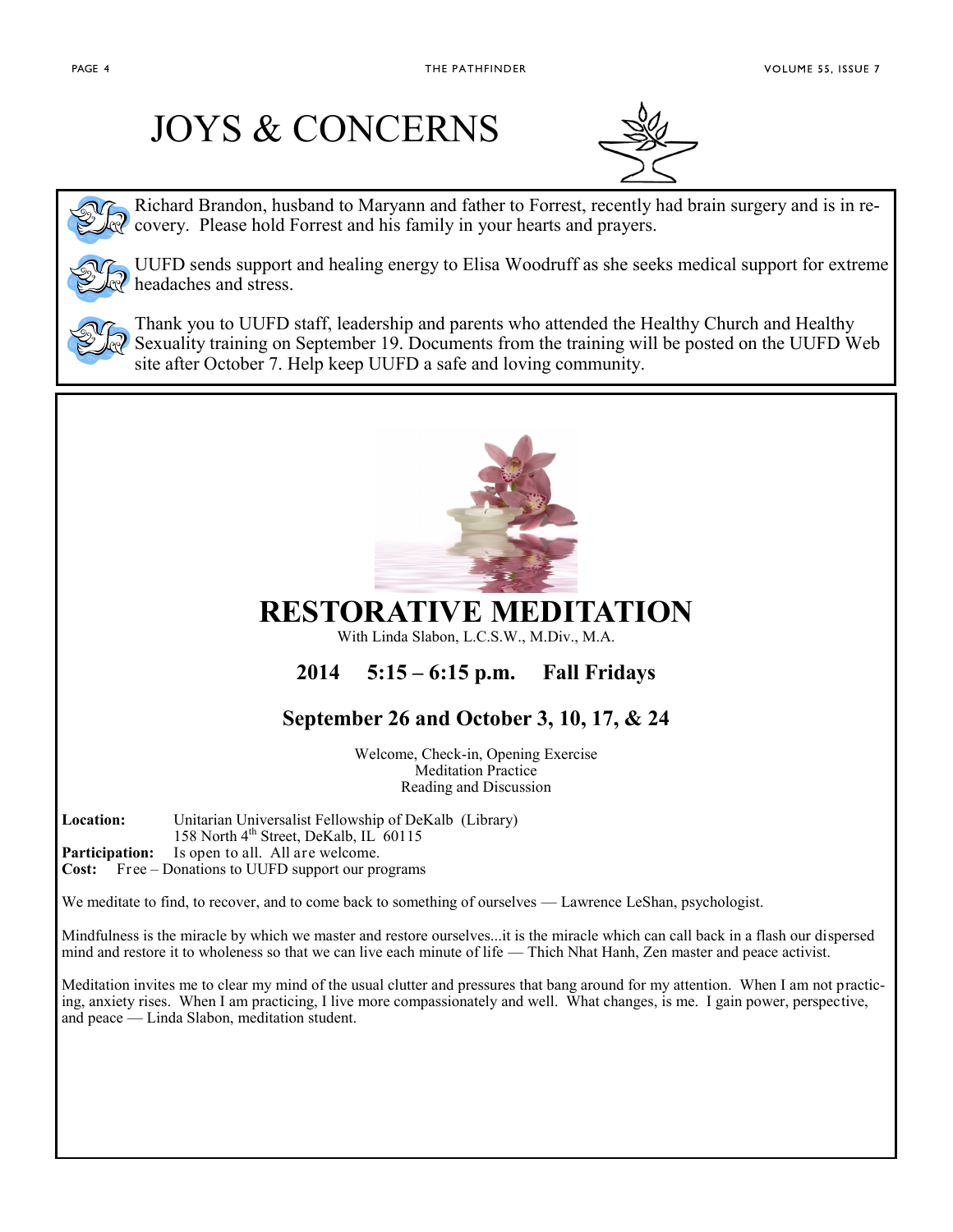# JOYS & CONCERNS

Richard Brandon, husband to Maryann and father to Forrest, recently had brain surgery and is in recovery. Please hold Forrest and his family in your hearts and prayers.

UUFD sends support and healing energy to Elisa Woodruff as she seeks medical support for extreme headaches and stress.

Thank you to UUFD staff, leadership and parents who attended the Healthy Church and Healthy Sexuality training on September 19. Documents from the training will be posted on the UUFD Web site after October 7. Help keep UUFD a safe and loving community.

# RESTORATIVE MEDITATION

With Linda Slabon, L.C.S.W., M.Div., M.A.

**2014 5:15 – 6:15 p.m. Fall Fridays**

**September 26 and October 3, 10, 17, & 24**

Welcome, Check-in, Opening Exercise
Meditation Practice
Reading and Discussion

**Location:** Unitarian Universalist Fellowship of DeKalb (Library)
158 North 4th Street, DeKalb, IL 60115
**Participation:** Is open to all. All are welcome.
**Cost:** Free – Donations to UUFD support our programs

We meditate to find, to recover, and to come back to something of ourselves — Lawrence LeShan, psychologist.

Mindfulness is the miracle by which we master and restore ourselves...it is the miracle which can call back in a flash our dispersed mind and restore it to wholeness so that we can live each minute of life — Thich Nhat Hanh, Zen master and peace activist.

Meditation invites me to clear my mind of the usual clutter and pressures that bang around for my attention. When I am not practicing, anxiety rises. When I am practicing, I live more compassionately and well. What changes, is me. I gain power, perspective, and peace — Linda Slabon, meditation student.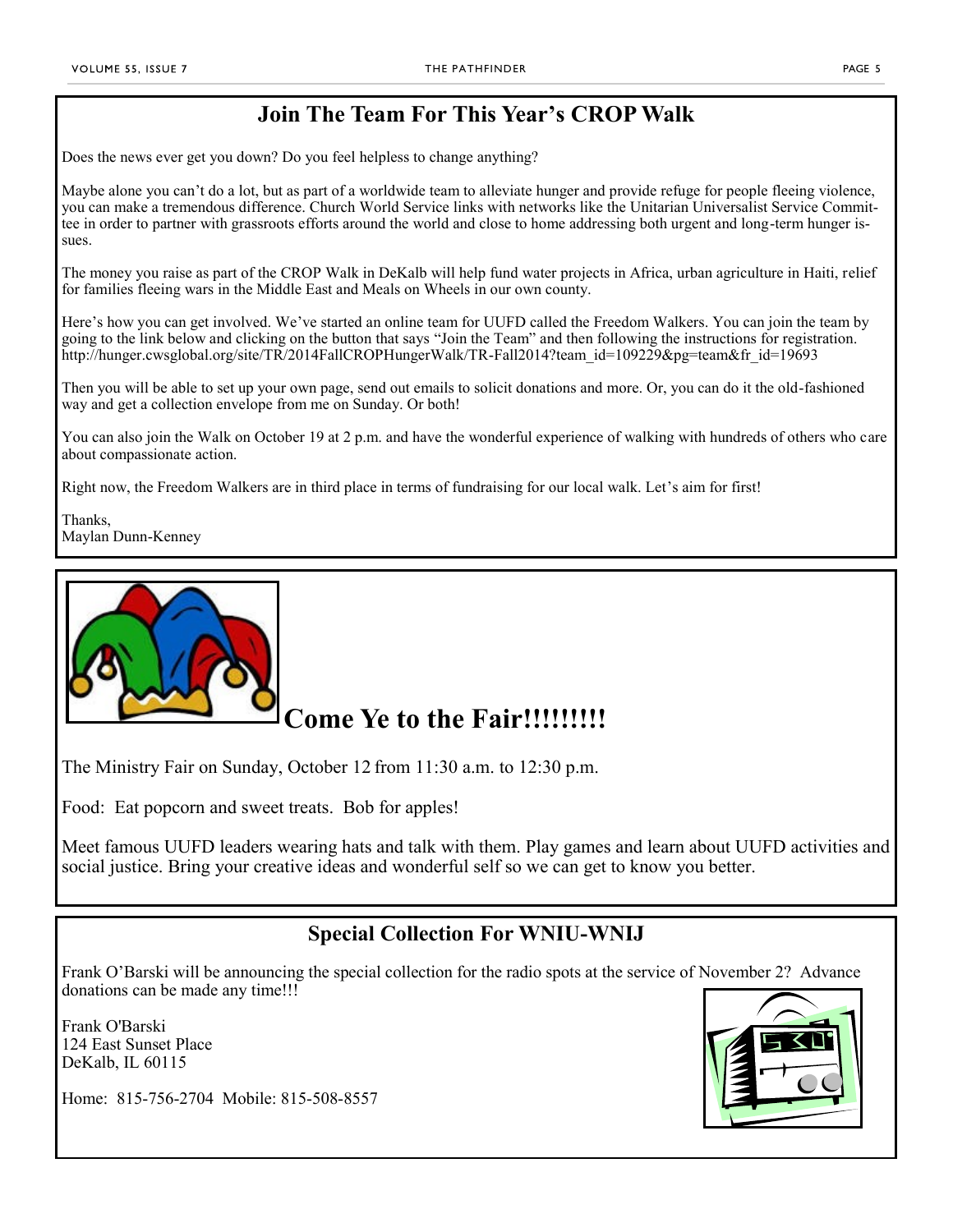## Join The Team For This Year's CROP Walk

Does the news ever get you down? Do you feel helpless to change anything?

Maybe alone you can't do a lot, but as part of a worldwide team to alleviate hunger and provide refuge for people fleeing violence, you can make a tremendous difference. Church World Service links with networks like the Unitarian Universalist Service Committee in order to partner with grassroots efforts around the world and close to home addressing both urgent and long-term hunger issues.

The money you raise as part of the CROP Walk in DeKalb will help fund water projects in Africa, urban agriculture in Haiti, relief for families fleeing wars in the Middle East and Meals on Wheels in our own county.

Here's how you can get involved. We've started an online team for UUFD called the Freedom Walkers. You can join the team by going to the link below and clicking on the button that says "Join the Team" and then following the instructions for registration. http://hunger.cwsglobal.org/site/TR/2014FallCROPHungerWalk/TR-Fall2014?team_id=109229&pg=team&fr_id=19693

Then you will be able to set up your own page, send out emails to solicit donations and more. Or, you can do it the old-fashioned way and get a collection envelope from me on Sunday. Or both!

You can also join the Walk on October 19 at 2 p.m. and have the wonderful experience of walking with hundreds of others who care about compassionate action.

Right now, the Freedom Walkers are in third place in terms of fundraising for our local walk. Let's aim for first!

Thanks,
Maylan Dunn-Kenney

## Come Ye to the Fair!!!!!!!!!

The Ministry Fair on Sunday, October 12 from 11:30 a.m. to 12:30 p.m.

Food: Eat popcorn and sweet treats. Bob for apples!

Meet famous UUFD leaders wearing hats and talk with them. Play games and learn about UUFD activities and social justice. Bring your creative ideas and wonderful self so we can get to know you better.

## Special Collection For WNIU-WNIJ

Frank O'Barski will be announcing the special collection for the radio spots at the service of November 2? Advance donations can be made any time!!!

Frank O'Barski
124 East Sunset Place
DeKalb, IL 60115

Home: 815-756-2704 Mobile: 815-508-8557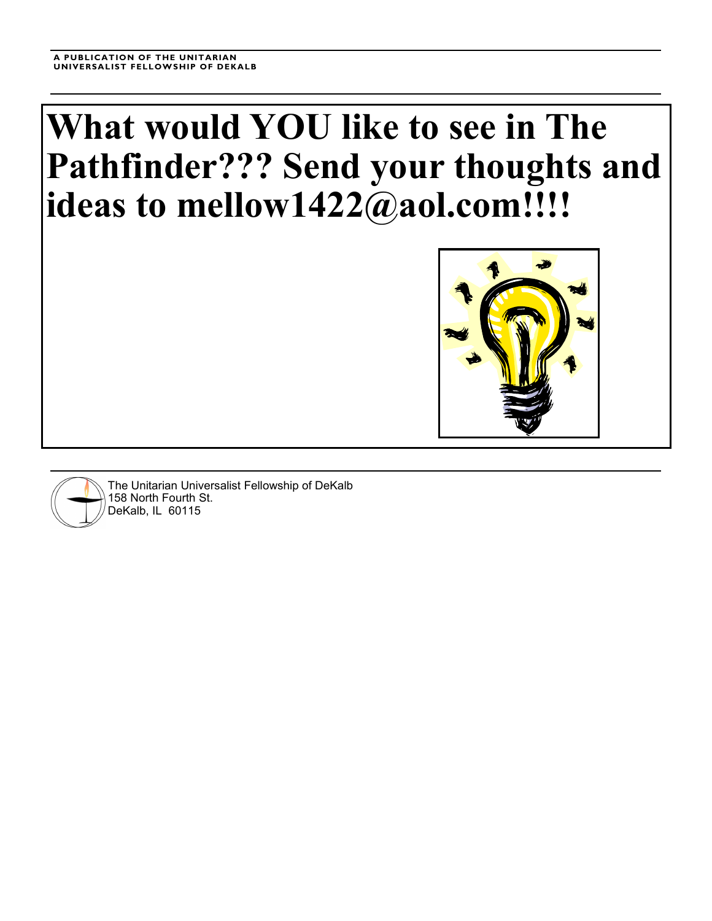A PUBLICATION OF THE UNITARIAN UNIVERSALIST FELLOWSHIP OF DEKALB

# What would YOU like to see in The Pathfinder??? Send your thoughts and ideas to mellow1422@aol.com!!!!

The Unitarian Universalist Fellowship of DeKalb
158 North Fourth St.
DeKalb, IL  60115